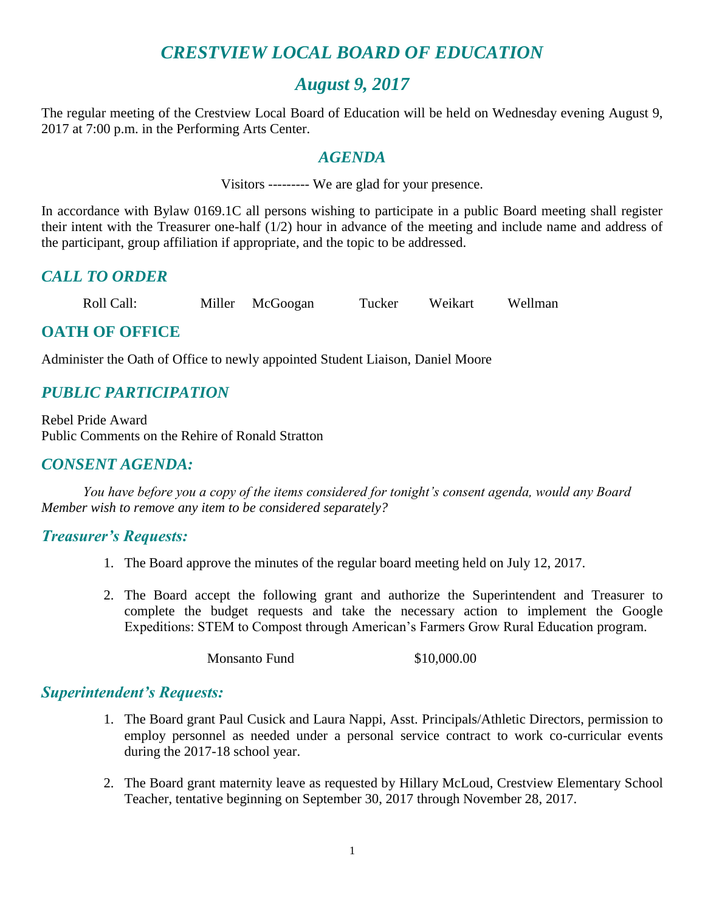# *CRESTVIEW LOCAL BOARD OF EDUCATION*

## *August 9, 2017*

The regular meeting of the Crestview Local Board of Education will be held on Wednesday evening August 9, 2017 at 7:00 p.m. in the Performing Arts Center.

### *AGENDA*

Visitors --------- We are glad for your presence.

In accordance with Bylaw 0169.1C all persons wishing to participate in a public Board meeting shall register their intent with the Treasurer one-half (1/2) hour in advance of the meeting and include name and address of the participant, group affiliation if appropriate, and the topic to be addressed.

## *CALL TO ORDER*

Roll Call: Miller McGoogan Tucker Weikart Wellman

## OATH OF OFFICE

Administer the Oath of Office to newly appointed Student Liaison, Daniel Moore

## *PUBLIC PARTICIPATION*

Rebel Pride Award
Public Comments on the Rehire of Ronald Stratton

## *CONSENT AGENDA:*

*You have before you a copy of the items considered for tonight's consent agenda, would any Board Member wish to remove any item to be considered separately?*

### *Treasurer's Requests:*

1. The Board approve the minutes of the regular board meeting held on July 12, 2017.

2. The Board accept the following grant and authorize the Superintendent and Treasurer to complete the budget requests and take the necessary action to implement the Google Expeditions: STEM to Compost through American's Farmers Grow Rural Education program.

   Monsanto Fund $10,000.00

### *Superintendent's Requests:*

1. The Board grant Paul Cusick and Laura Nappi, Asst. Principals/Athletic Directors, permission to employ personnel as needed under a personal service contract to work co-curricular events during the 2017-18 school year.

2. The Board grant maternity leave as requested by Hillary McLoud, Crestview Elementary School Teacher, tentative beginning on September 30, 2017 through November 28, 2017.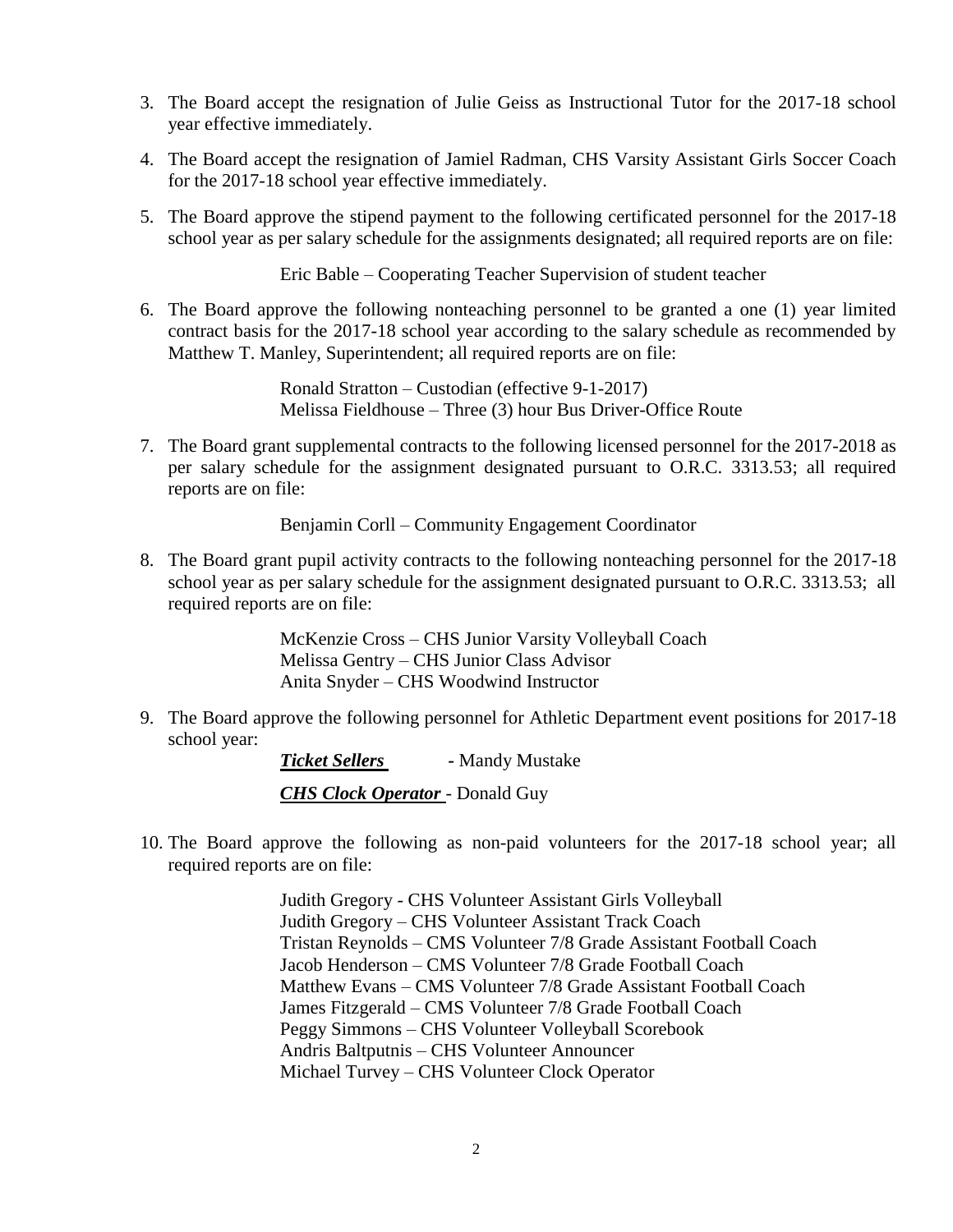3. The Board accept the resignation of Julie Geiss as Instructional Tutor for the 2017-18 school year effective immediately.

4. The Board accept the resignation of Jamiel Radman, CHS Varsity Assistant Girls Soccer Coach for the 2017-18 school year effective immediately.

5. The Board approve the stipend payment to the following certificated personnel for the 2017-18 school year as per salary schedule for the assignments designated; all required reports are on file:

   Eric Bable – Cooperating Teacher Supervision of student teacher

6. The Board approve the following nonteaching personnel to be granted a one (1) year limited contract basis for the 2017-18 school year according to the salary schedule as recommended by Matthew T. Manley, Superintendent; all required reports are on file:

   Ronald Stratton – Custodian (effective 9-1-2017)
   Melissa Fieldhouse – Three (3) hour Bus Driver-Office Route

7. The Board grant supplemental contracts to the following licensed personnel for the 2017-2018 as per salary schedule for the assignment designated pursuant to O.R.C. 3313.53; all required reports are on file:

   Benjamin Corll – Community Engagement Coordinator

8. The Board grant pupil activity contracts to the following nonteaching personnel for the 2017-18 school year as per salary schedule for the assignment designated pursuant to O.R.C. 3313.53; all required reports are on file:

   McKenzie Cross – CHS Junior Varsity Volleyball Coach
   Melissa Gentry – CHS Junior Class Advisor
   Anita Snyder – CHS Woodwind Instructor

9. The Board approve the following personnel for Athletic Department event positions for 2017-18 school year:

   ***Ticket Sellers*** - Mandy Mustake

   ***CHS Clock Operator*** - Donald Guy

10. The Board approve the following as non-paid volunteers for the 2017-18 school year; all required reports are on file:

    Judith Gregory - CHS Volunteer Assistant Girls Volleyball
    Judith Gregory – CHS Volunteer Assistant Track Coach
    Tristan Reynolds – CMS Volunteer 7/8 Grade Assistant Football Coach
    Jacob Henderson – CMS Volunteer 7/8 Grade Football Coach
    Matthew Evans – CMS Volunteer 7/8 Grade Assistant Football Coach
    James Fitzgerald – CMS Volunteer 7/8 Grade Football Coach
    Peggy Simmons – CHS Volunteer Volleyball Scorebook
    Andris Baltputnis – CHS Volunteer Announcer
    Michael Turvey – CHS Volunteer Clock Operator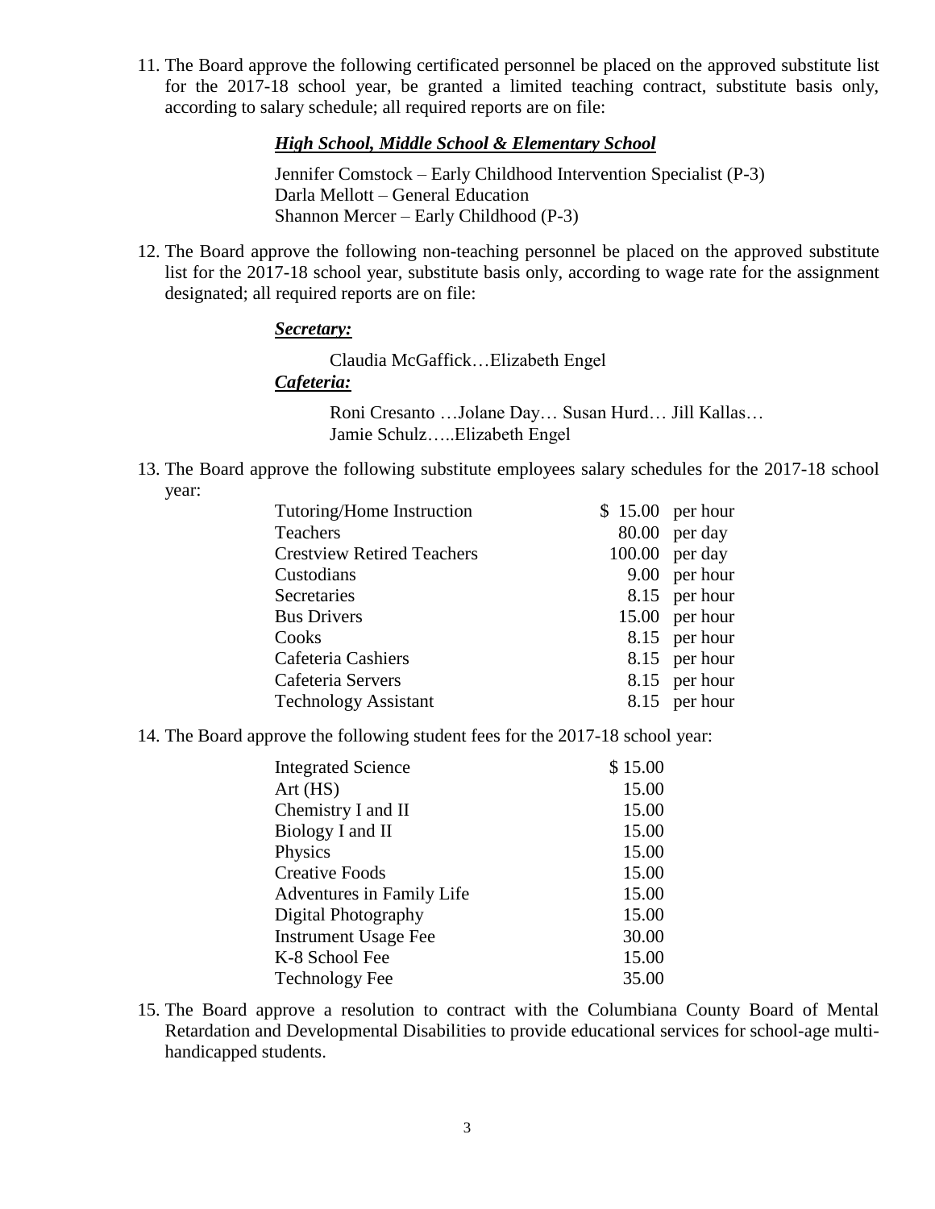11. The Board approve the following certificated personnel be placed on the approved substitute list for the 2017-18 school year, be granted a limited teaching contract, substitute basis only, according to salary schedule; all required reports are on file:

    ***High School, Middle School & Elementary School***

    Jennifer Comstock – Early Childhood Intervention Specialist (P-3)
    Darla Mellott – General Education
    Shannon Mercer – Early Childhood (P-3)

12. The Board approve the following non-teaching personnel be placed on the approved substitute list for the 2017-18 school year, substitute basis only, according to wage rate for the assignment designated; all required reports are on file:

    ***Secretary:***

    Claudia McGaffick…Elizabeth Engel

    ***Cafeteria:***

    Roni Cresanto …Jolane Day… Susan Hurd… Jill Kallas… Jamie Schulz…..Elizabeth Engel

13. The Board approve the following substitute employees salary schedules for the 2017-18 school year:

| | | |
|---|---|---|
| Tutoring/Home Instruction | $ 15.00 | per hour |
| Teachers | 80.00 | per day |
| Crestview Retired Teachers | 100.00 | per day |
| Custodians | 9.00 | per hour |
| Secretaries | 8.15 | per hour |
| Bus Drivers | 15.00 | per hour |
| Cooks | 8.15 | per hour |
| Cafeteria Cashiers | 8.15 | per hour |
| Cafeteria Servers | 8.15 | per hour |
| Technology Assistant | 8.15 | per hour |

14. The Board approve the following student fees for the 2017-18 school year:

| | |
|---|---|
| Integrated Science | $ 15.00 |
| Art (HS) | 15.00 |
| Chemistry I and II | 15.00 |
| Biology I and II | 15.00 |
| Physics | 15.00 |
| Creative Foods | 15.00 |
| Adventures in Family Life | 15.00 |
| Digital Photography | 15.00 |
| Instrument Usage Fee | 30.00 |
| K-8 School Fee | 15.00 |
| Technology Fee | 35.00 |

15. The Board approve a resolution to contract with the Columbiana County Board of Mental Retardation and Developmental Disabilities to provide educational services for school-age multi-handicapped students.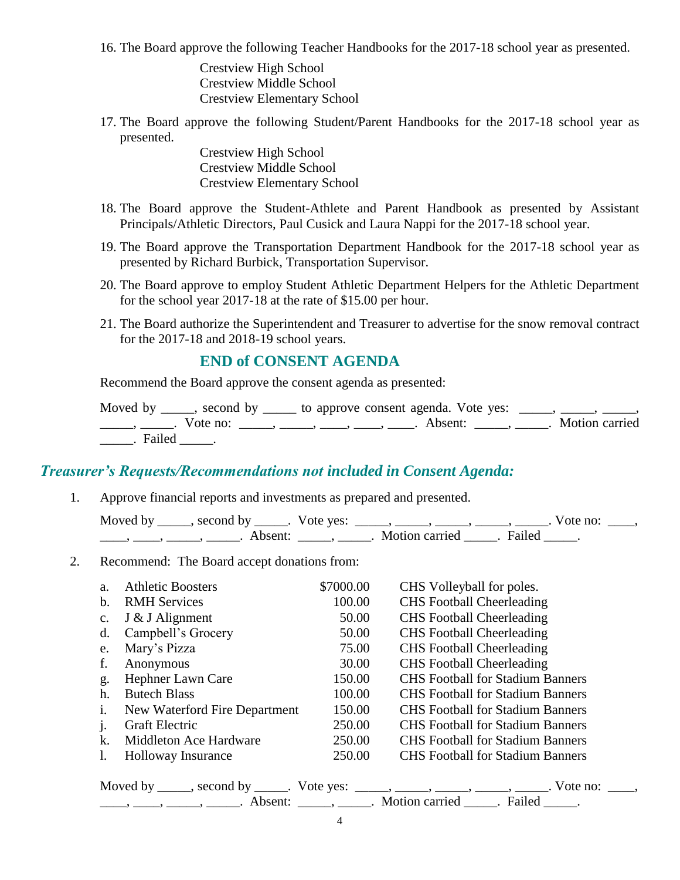16. The Board approve the following Teacher Handbooks for the 2017-18 school year as presented.

    Crestview High School
    Crestview Middle School
    Crestview Elementary School

17. The Board approve the following Student/Parent Handbooks for the 2017-18 school year as presented.

    Crestview High School
    Crestview Middle School
    Crestview Elementary School

18. The Board approve the Student-Athlete and Parent Handbook as presented by Assistant Principals/Athletic Directors, Paul Cusick and Laura Nappi for the 2017-18 school year.

19. The Board approve the Transportation Department Handbook for the 2017-18 school year as presented by Richard Burbick, Transportation Supervisor.

20. The Board approve to employ Student Athletic Department Helpers for the Athletic Department for the school year 2017-18 at the rate of $15.00 per hour.

21. The Board authorize the Superintendent and Treasurer to advertise for the snow removal contract for the 2017-18 and 2018-19 school years.

## END of CONSENT AGENDA

Recommend the Board approve the consent agenda as presented:

Moved by _____, second by _____ to approve consent agenda. Vote yes: _____, _____, _____, _____, _____. Vote no: _____, _____, ____, ____, ____. Absent: _____, _____. Motion carried _____. Failed _____.

## *Treasurer's Requests/Recommendations not included in Consent Agenda:*

1. Approve financial reports and investments as prepared and presented.

   Moved by _____, second by _____. Vote yes: _____, _____, _____, _____, _____. Vote no: ____, ____, ____, _____, _____. Absent: _____, _____. Motion carried _____. Failed _____.

2. Recommend: The Board accept donations from:

| | Donor | Amount | Purpose |
|---|---|---|---|
| a. | Athletic Boosters | $7000.00 | CHS Volleyball for poles. |
| b. | RMH Services | 100.00 | CHS Football Cheerleading |
| c. | J & J Alignment | 50.00 | CHS Football Cheerleading |
| d. | Campbell's Grocery | 50.00 | CHS Football Cheerleading |
| e. | Mary's Pizza | 75.00 | CHS Football Cheerleading |
| f. | Anonymous | 30.00 | CHS Football Cheerleading |
| g. | Hephner Lawn Care | 150.00 | CHS Football for Stadium Banners |
| h. | Butech Blass | 100.00 | CHS Football for Stadium Banners |
| i. | New Waterford Fire Department | 150.00 | CHS Football for Stadium Banners |
| j. | Graft Electric | 250.00 | CHS Football for Stadium Banners |
| k. | Middleton Ace Hardware | 250.00 | CHS Football for Stadium Banners |
| l. | Holloway Insurance | 250.00 | CHS Football for Stadium Banners |

   Moved by _____, second by _____. Vote yes: _____, _____, _____, _____, _____. Vote no: ____, ____, ____, _____, _____. Absent: _____, _____. Motion carried _____. Failed _____.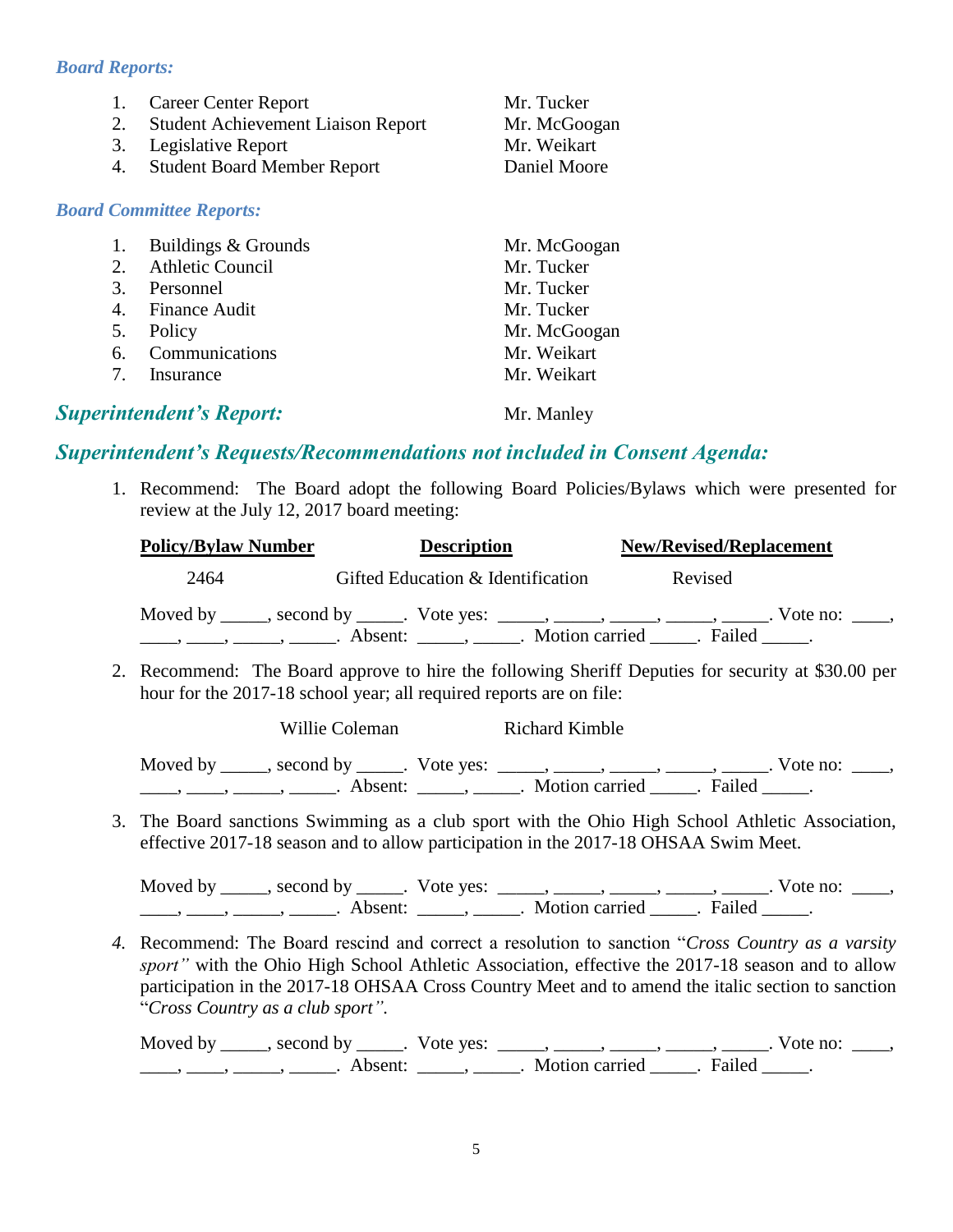### *Board Reports:*

1. Career Center Report — Mr. Tucker
2. Student Achievement Liaison Report — Mr. McGoogan
3. Legislative Report — Mr. Weikart
4. Student Board Member Report — Daniel Moore

### *Board Committee Reports:*

1. Buildings & Grounds — Mr. McGoogan
2. Athletic Council — Mr. Tucker
3. Personnel — Mr. Tucker
4. Finance Audit — Mr. Tucker
5. Policy — Mr. McGoogan
6. Communications — Mr. Weikart
7. Insurance — Mr. Weikart

## *Superintendent's Report:* Mr. Manley

## *Superintendent's Requests/Recommendations not included in Consent Agenda:*

1. Recommend: The Board adopt the following Board Policies/Bylaws which were presented for review at the July 12, 2017 board meeting:

| **Policy/Bylaw Number** | **Description** | **New/Revised/Replacement** |
|---|---|---|
| 2464 | Gifted Education & Identification | Revised |

Moved by _____, second by _____. Vote yes: _____, _____, _____, _____, _____. Vote no: ____, ____, ____, _____, _____. Absent: _____, _____. Motion carried _____. Failed _____.

2. Recommend: The Board approve to hire the following Sheriff Deputies for security at $30.00 per hour for the 2017-18 school year; all required reports are on file:

Willie Coleman    Richard Kimble

Moved by _____, second by _____. Vote yes: _____, _____, _____, _____, _____. Vote no: ____, ____, ____, _____, _____. Absent: _____, _____. Motion carried _____. Failed _____.

3. The Board sanctions Swimming as a club sport with the Ohio High School Athletic Association, effective 2017-18 season and to allow participation in the 2017-18 OHSAA Swim Meet.

Moved by _____, second by _____. Vote yes: _____, _____, _____, _____, _____. Vote no: ____, ____, ____, _____, _____. Absent: _____, _____. Motion carried _____. Failed _____.

*4.* Recommend: The Board rescind and correct a resolution to sanction "*Cross Country as a varsity sport"* with the Ohio High School Athletic Association, effective the 2017-18 season and to allow participation in the 2017-18 OHSAA Cross Country Meet and to amend the italic section to sanction "*Cross Country as a club sport"*.

Moved by _____, second by _____. Vote yes: _____, _____, _____, _____, _____. Vote no: ____, ____, ____, _____, _____. Absent: _____, _____. Motion carried _____. Failed _____.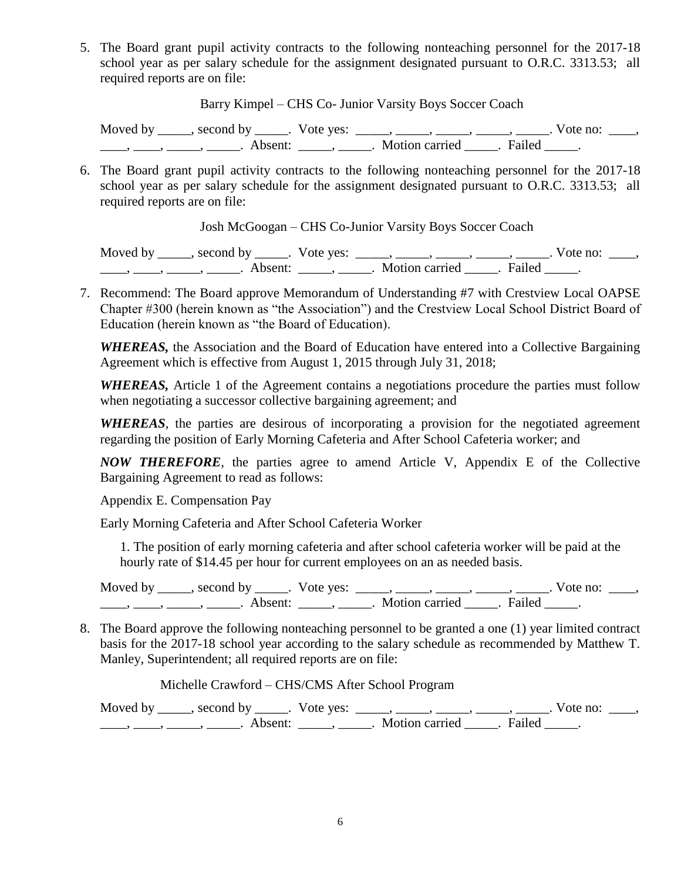5. The Board grant pupil activity contracts to the following nonteaching personnel for the 2017-18 school year as per salary schedule for the assignment designated pursuant to O.R.C. 3313.53; all required reports are on file:

   Barry Kimpel – CHS Co- Junior Varsity Boys Soccer Coach

   Moved by _____, second by _____. Vote yes: _____, _____, _____, _____, _____. Vote no: ____, ____, ____, _____, _____. Absent: _____, _____. Motion carried _____. Failed _____.

6. The Board grant pupil activity contracts to the following nonteaching personnel for the 2017-18 school year as per salary schedule for the assignment designated pursuant to O.R.C. 3313.53; all required reports are on file:

   Josh McGoogan – CHS Co-Junior Varsity Boys Soccer Coach

   Moved by _____, second by _____. Vote yes: _____, _____, _____, _____, _____. Vote no: ____, ____, ____, _____, _____. Absent: _____, _____. Motion carried _____. Failed _____.

7. Recommend: The Board approve Memorandum of Understanding #7 with Crestview Local OAPSE Chapter #300 (herein known as "the Association") and the Crestview Local School District Board of Education (herein known as "the Board of Education).

   ***WHEREAS,*** the Association and the Board of Education have entered into a Collective Bargaining Agreement which is effective from August 1, 2015 through July 31, 2018;

   ***WHEREAS,*** Article 1 of the Agreement contains a negotiations procedure the parties must follow when negotiating a successor collective bargaining agreement; and

   ***WHEREAS***, the parties are desirous of incorporating a provision for the negotiated agreement regarding the position of Early Morning Cafeteria and After School Cafeteria worker; and

   ***NOW THEREFORE***, the parties agree to amend Article V, Appendix E of the Collective Bargaining Agreement to read as follows:

   Appendix E. Compensation Pay

   Early Morning Cafeteria and After School Cafeteria Worker

   1. The position of early morning cafeteria and after school cafeteria worker will be paid at the hourly rate of $14.45 per hour for current employees on an as needed basis.

   Moved by _____, second by _____. Vote yes: _____, _____, _____, _____, _____. Vote no: ____, ____, ____, _____, _____. Absent: _____, _____. Motion carried _____. Failed _____.

8. The Board approve the following nonteaching personnel to be granted a one (1) year limited contract basis for the 2017-18 school year according to the salary schedule as recommended by Matthew T. Manley, Superintendent; all required reports are on file:

   Michelle Crawford – CHS/CMS After School Program

   Moved by _____, second by _____. Vote yes: _____, _____, _____, _____, _____. Vote no: ____, ____, ____, _____, _____. Absent: _____, _____. Motion carried _____. Failed _____.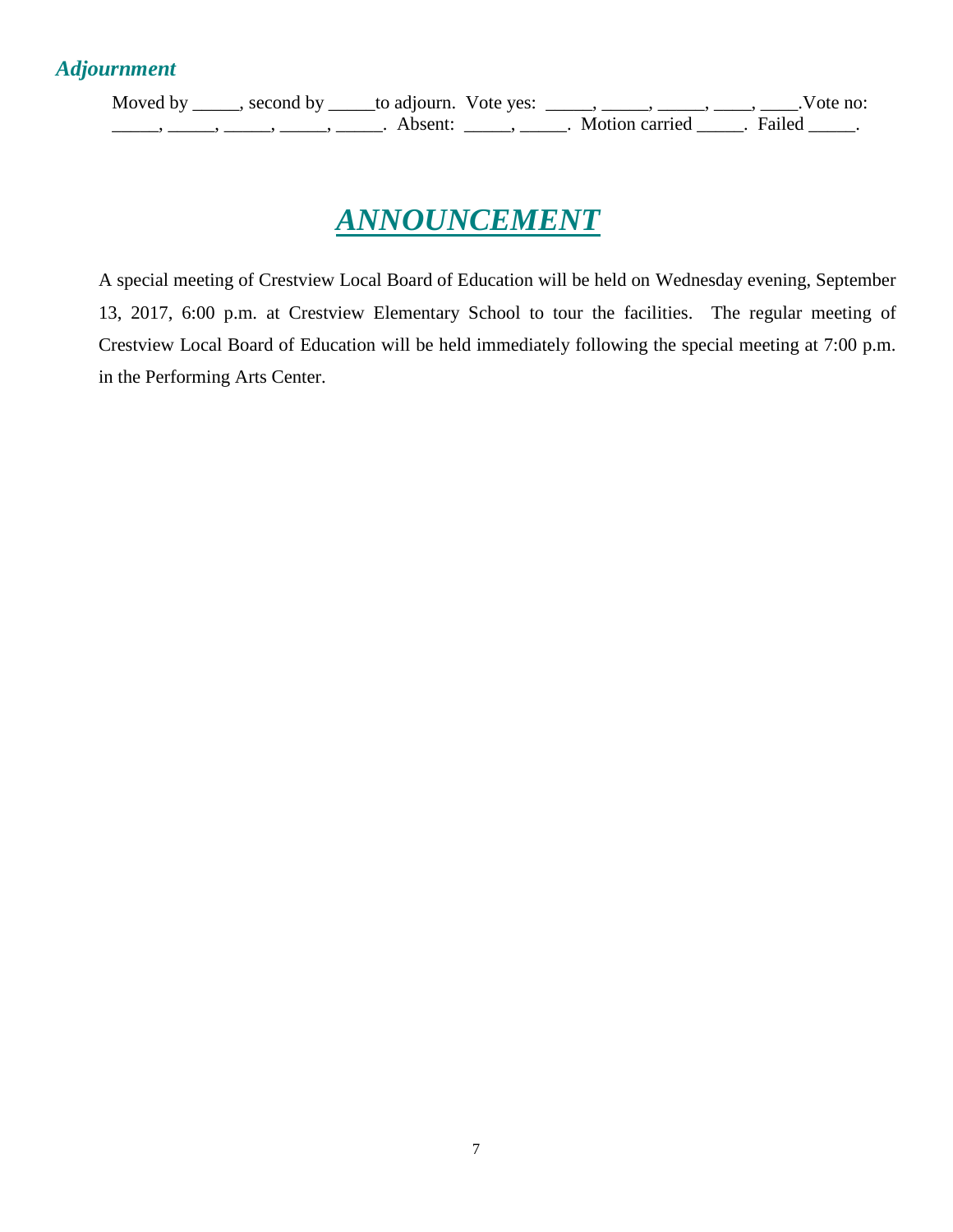### *Adjournment*

Moved by _____, second by _____to adjourn. Vote yes: _____, _____, _____, ____, ____.Vote no: _____, _____, _____, _____, _____. Absent: _____, _____. Motion carried _____. Failed _____.

# ***ANNOUNCEMENT***

A special meeting of Crestview Local Board of Education will be held on Wednesday evening, September 13, 2017, 6:00 p.m. at Crestview Elementary School to tour the facilities. The regular meeting of Crestview Local Board of Education will be held immediately following the special meeting at 7:00 p.m. in the Performing Arts Center.